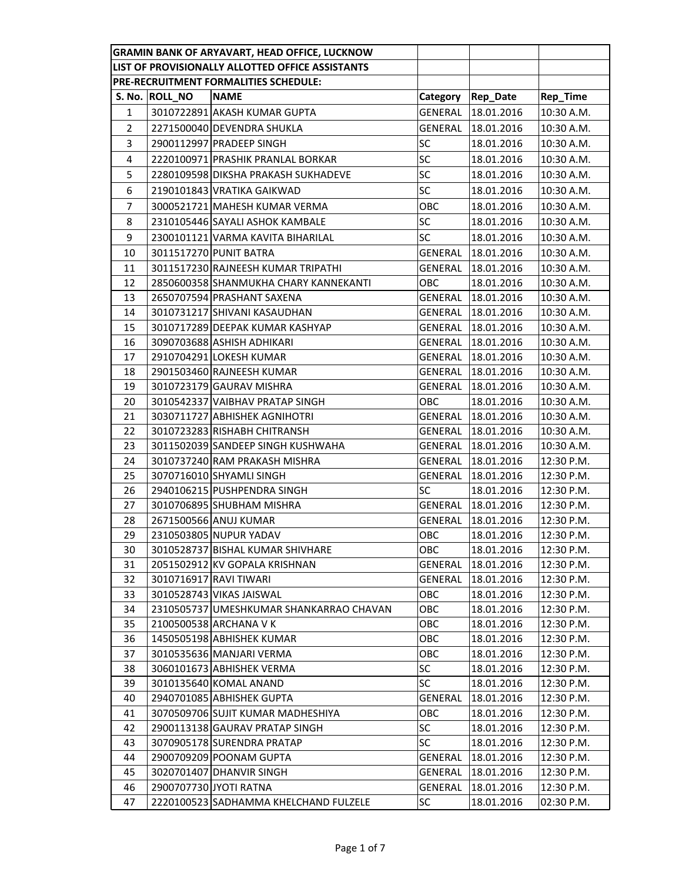**GRAMIN BANK OF ARYAVART, HEAD OFFICE, LUCKNOW**

**LIST OF PROVISIONALLY ALLOTTED OFFICE ASSISTANTS**

**PRE-RECRUITMENT FORMALITIES SCHEDULE:**

| S. No. | ROLL_NO | NAME | Category | Rep_Date | Rep_Time |
|---|---|---|---|---|---|
| 1 | 3010722891 | AKASH KUMAR GUPTA | GENERAL | 18.01.2016 | 10:30 A.M. |
| 2 | 2271500040 | DEVENDRA SHUKLA | GENERAL | 18.01.2016 | 10:30 A.M. |
| 3 | 2900112997 | PRADEEP SINGH | SC | 18.01.2016 | 10:30 A.M. |
| 4 | 2220100971 | PRASHIK PRANLAL BORKAR | SC | 18.01.2016 | 10:30 A.M. |
| 5 | 2280109598 | DIKSHA PRAKASH SUKHADEVE | SC | 18.01.2016 | 10:30 A.M. |
| 6 | 2190101843 | VRATIKA GAIKWAD | SC | 18.01.2016 | 10:30 A.M. |
| 7 | 3000521721 | MAHESH KUMAR VERMA | OBC | 18.01.2016 | 10:30 A.M. |
| 8 | 2310105446 | SAYALI ASHOK KAMBALE | SC | 18.01.2016 | 10:30 A.M. |
| 9 | 2300101121 | VARMA KAVITA BIHARILAL | SC | 18.01.2016 | 10:30 A.M. |
| 10 | 3011517270 | PUNIT BATRA | GENERAL | 18.01.2016 | 10:30 A.M. |
| 11 | 3011517230 | RAJNEESH KUMAR TRIPATHI | GENERAL | 18.01.2016 | 10:30 A.M. |
| 12 | 2850600358 | SHANMUKHA CHARY KANNEKANTI | OBC | 18.01.2016 | 10:30 A.M. |
| 13 | 2650707594 | PRASHANT SAXENA | GENERAL | 18.01.2016 | 10:30 A.M. |
| 14 | 3010731217 | SHIVANI KASAUDHAN | GENERAL | 18.01.2016 | 10:30 A.M. |
| 15 | 3010717289 | DEEPAK KUMAR KASHYAP | GENERAL | 18.01.2016 | 10:30 A.M. |
| 16 | 3090703688 | ASHISH ADHIKARI | GENERAL | 18.01.2016 | 10:30 A.M. |
| 17 | 2910704291 | LOKESH KUMAR | GENERAL | 18.01.2016 | 10:30 A.M. |
| 18 | 2901503460 | RAJNEESH KUMAR | GENERAL | 18.01.2016 | 10:30 A.M. |
| 19 | 3010723179 | GAURAV MISHRA | GENERAL | 18.01.2016 | 10:30 A.M. |
| 20 | 3010542337 | VAIBHAV PRATAP SINGH | OBC | 18.01.2016 | 10:30 A.M. |
| 21 | 3030711727 | ABHISHEK AGNIHOTRI | GENERAL | 18.01.2016 | 10:30 A.M. |
| 22 | 3010723283 | RISHABH CHITRANSH | GENERAL | 18.01.2016 | 10:30 A.M. |
| 23 | 3011502039 | SANDEEP SINGH KUSHWAHA | GENERAL | 18.01.2016 | 10:30 A.M. |
| 24 | 3010737240 | RAM PRAKASH MISHRA | GENERAL | 18.01.2016 | 12:30 P.M. |
| 25 | 3070716010 | SHYAMLI SINGH | GENERAL | 18.01.2016 | 12:30 P.M. |
| 26 | 2940106215 | PUSHPENDRA SINGH | SC | 18.01.2016 | 12:30 P.M. |
| 27 | 3010706895 | SHUBHAM MISHRA | GENERAL | 18.01.2016 | 12:30 P.M. |
| 28 | 2671500566 | ANUJ KUMAR | GENERAL | 18.01.2016 | 12:30 P.M. |
| 29 | 2310503805 | NUPUR YADAV | OBC | 18.01.2016 | 12:30 P.M. |
| 30 | 3010528737 | BISHAL KUMAR SHIVHARE | OBC | 18.01.2016 | 12:30 P.M. |
| 31 | 2051502912 | KV GOPALA KRISHNAN | GENERAL | 18.01.2016 | 12:30 P.M. |
| 32 | 3010716917 | RAVI TIWARI | GENERAL | 18.01.2016 | 12:30 P.M. |
| 33 | 3010528743 | VIKAS JAISWAL | OBC | 18.01.2016 | 12:30 P.M. |
| 34 | 2310505737 | UMESHKUMAR SHANKARRAO CHAVAN | OBC | 18.01.2016 | 12:30 P.M. |
| 35 | 2100500538 | ARCHANA V K | OBC | 18.01.2016 | 12:30 P.M. |
| 36 | 1450505198 | ABHISHEK KUMAR | OBC | 18.01.2016 | 12:30 P.M. |
| 37 | 3010535636 | MANJARI VERMA | OBC | 18.01.2016 | 12:30 P.M. |
| 38 | 3060101673 | ABHISHEK VERMA | SC | 18.01.2016 | 12:30 P.M. |
| 39 | 3010135640 | KOMAL ANAND | SC | 18.01.2016 | 12:30 P.M. |
| 40 | 2940701085 | ABHISHEK GUPTA | GENERAL | 18.01.2016 | 12:30 P.M. |
| 41 | 3070509706 | SUJIT KUMAR MADHESHIYA | OBC | 18.01.2016 | 12:30 P.M. |
| 42 | 2900113138 | GAURAV PRATAP SINGH | SC | 18.01.2016 | 12:30 P.M. |
| 43 | 3070905178 | SURENDRA PRATAP | SC | 18.01.2016 | 12:30 P.M. |
| 44 | 2900709209 | POONAM GUPTA | GENERAL | 18.01.2016 | 12:30 P.M. |
| 45 | 3020701407 | DHANVIR SINGH | GENERAL | 18.01.2016 | 12:30 P.M. |
| 46 | 2900707730 | JYOTI RATNA | GENERAL | 18.01.2016 | 12:30 P.M. |
| 47 | 2220100523 | SADHAMMA KHELCHAND FULZELE | SC | 18.01.2016 | 02:30 P.M. |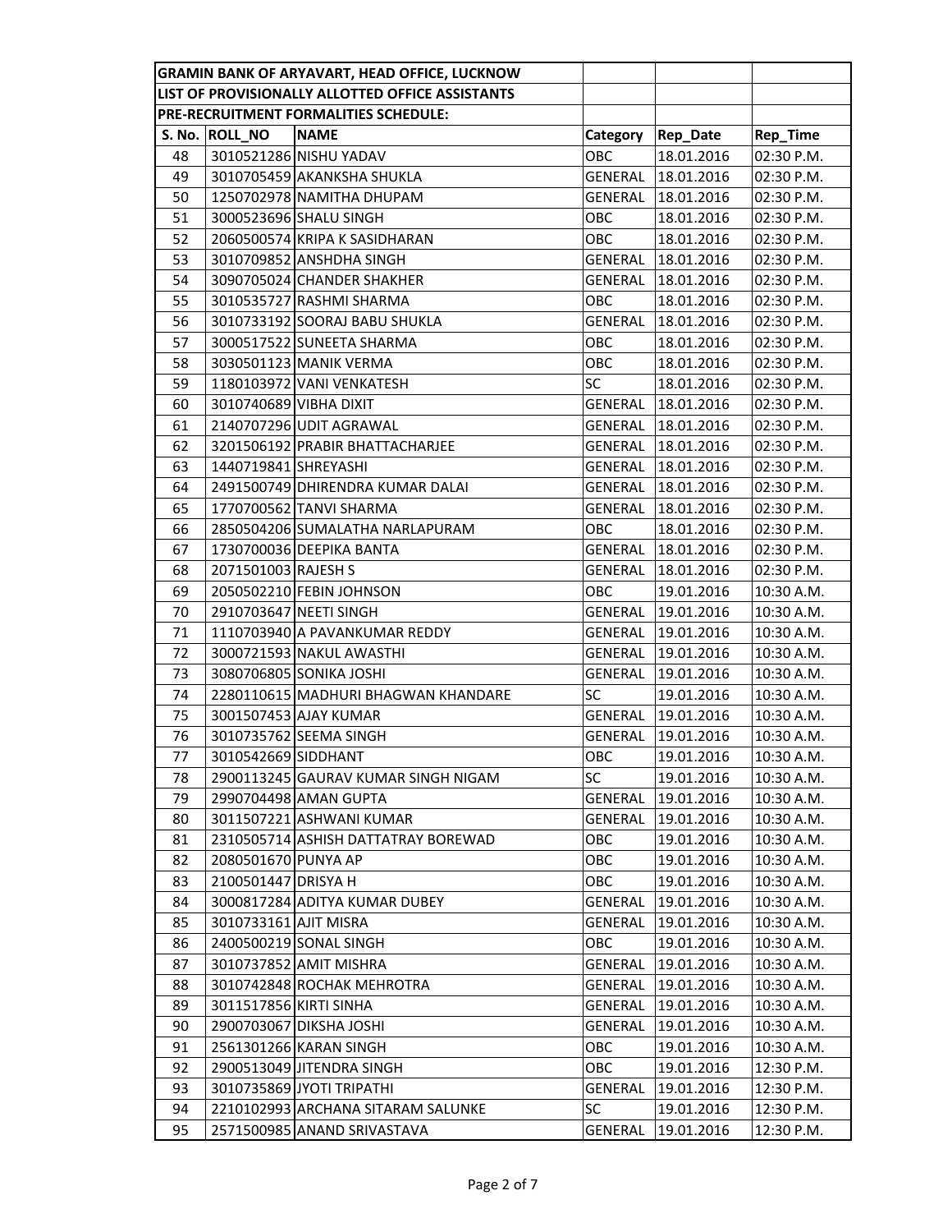| GRAMIN BANK OF ARYAVART, HEAD OFFICE, LUCKNOW | | | | | |
|---|---|---|---|---|---|
| LIST OF PROVISIONALLY ALLOTTED OFFICE ASSISTANTS | | | | | |
| PRE-RECRUITMENT FORMALITIES SCHEDULE: | | | | | |
| S. No. | ROLL_NO | NAME | Category | Rep_Date | Rep_Time |
| 48 | 3010521286 | NISHU YADAV | OBC | 18.01.2016 | 02:30 P.M. |
| 49 | 3010705459 | AKANKSHA SHUKLA | GENERAL | 18.01.2016 | 02:30 P.M. |
| 50 | 1250702978 | NAMITHA DHUPAM | GENERAL | 18.01.2016 | 02:30 P.M. |
| 51 | 3000523696 | SHALU SINGH | OBC | 18.01.2016 | 02:30 P.M. |
| 52 | 2060500574 | KRIPA K SASIDHARAN | OBC | 18.01.2016 | 02:30 P.M. |
| 53 | 3010709852 | ANSHDHA SINGH | GENERAL | 18.01.2016 | 02:30 P.M. |
| 54 | 3090705024 | CHANDER SHAKHER | GENERAL | 18.01.2016 | 02:30 P.M. |
| 55 | 3010535727 | RASHMI SHARMA | OBC | 18.01.2016 | 02:30 P.M. |
| 56 | 3010733192 | SOORAJ BABU SHUKLA | GENERAL | 18.01.2016 | 02:30 P.M. |
| 57 | 3000517522 | SUNEETA SHARMA | OBC | 18.01.2016 | 02:30 P.M. |
| 58 | 3030501123 | MANIK VERMA | OBC | 18.01.2016 | 02:30 P.M. |
| 59 | 1180103972 | VANI VENKATESH | SC | 18.01.2016 | 02:30 P.M. |
| 60 | 3010740689 | VIBHA DIXIT | GENERAL | 18.01.2016 | 02:30 P.M. |
| 61 | 2140707296 | UDIT AGRAWAL | GENERAL | 18.01.2016 | 02:30 P.M. |
| 62 | 3201506192 | PRABIR BHATTACHARJEE | GENERAL | 18.01.2016 | 02:30 P.M. |
| 63 | 1440719841 | SHREYASHI | GENERAL | 18.01.2016 | 02:30 P.M. |
| 64 | 2491500749 | DHIRENDRA KUMAR DALAI | GENERAL | 18.01.2016 | 02:30 P.M. |
| 65 | 1770700562 | TANVI SHARMA | GENERAL | 18.01.2016 | 02:30 P.M. |
| 66 | 2850504206 | SUMALATHA NARLAPURAM | OBC | 18.01.2016 | 02:30 P.M. |
| 67 | 1730700036 | DEEPIKA BANTA | GENERAL | 18.01.2016 | 02:30 P.M. |
| 68 | 2071501003 | RAJESH S | GENERAL | 18.01.2016 | 02:30 P.M. |
| 69 | 2050502210 | FEBIN JOHNSON | OBC | 19.01.2016 | 10:30 A.M. |
| 70 | 2910703647 | NEETI SINGH | GENERAL | 19.01.2016 | 10:30 A.M. |
| 71 | 1110703940 | A PAVANKUMAR REDDY | GENERAL | 19.01.2016 | 10:30 A.M. |
| 72 | 3000721593 | NAKUL AWASTHI | GENERAL | 19.01.2016 | 10:30 A.M. |
| 73 | 3080706805 | SONIKA JOSHI | GENERAL | 19.01.2016 | 10:30 A.M. |
| 74 | 2280110615 | MADHURI BHAGWAN KHANDARE | SC | 19.01.2016 | 10:30 A.M. |
| 75 | 3001507453 | AJAY KUMAR | GENERAL | 19.01.2016 | 10:30 A.M. |
| 76 | 3010735762 | SEEMA SINGH | GENERAL | 19.01.2016 | 10:30 A.M. |
| 77 | 3010542669 | SIDDHANT | OBC | 19.01.2016 | 10:30 A.M. |
| 78 | 2900113245 | GAURAV KUMAR SINGH NIGAM | SC | 19.01.2016 | 10:30 A.M. |
| 79 | 2990704498 | AMAN GUPTA | GENERAL | 19.01.2016 | 10:30 A.M. |
| 80 | 3011507221 | ASHWANI KUMAR | GENERAL | 19.01.2016 | 10:30 A.M. |
| 81 | 2310505714 | ASHISH DATTATRAY BOREWAD | OBC | 19.01.2016 | 10:30 A.M. |
| 82 | 2080501670 | PUNYA AP | OBC | 19.01.2016 | 10:30 A.M. |
| 83 | 2100501447 | DRISYA H | OBC | 19.01.2016 | 10:30 A.M. |
| 84 | 3000817284 | ADITYA KUMAR DUBEY | GENERAL | 19.01.2016 | 10:30 A.M. |
| 85 | 3010733161 | AJIT MISRA | GENERAL | 19.01.2016 | 10:30 A.M. |
| 86 | 2400500219 | SONAL SINGH | OBC | 19.01.2016 | 10:30 A.M. |
| 87 | 3010737852 | AMIT MISHRA | GENERAL | 19.01.2016 | 10:30 A.M. |
| 88 | 3010742848 | ROCHAK MEHROTRA | GENERAL | 19.01.2016 | 10:30 A.M. |
| 89 | 3011517856 | KIRTI SINHA | GENERAL | 19.01.2016 | 10:30 A.M. |
| 90 | 2900703067 | DIKSHA JOSHI | GENERAL | 19.01.2016 | 10:30 A.M. |
| 91 | 2561301266 | KARAN SINGH | OBC | 19.01.2016 | 10:30 A.M. |
| 92 | 2900513049 | JITENDRA SINGH | OBC | 19.01.2016 | 12:30 P.M. |
| 93 | 3010735869 | JYOTI TRIPATHI | GENERAL | 19.01.2016 | 12:30 P.M. |
| 94 | 2210102993 | ARCHANA SITARAM SALUNKE | SC | 19.01.2016 | 12:30 P.M. |
| 95 | 2571500985 | ANAND SRIVASTAVA | GENERAL | 19.01.2016 | 12:30 P.M. |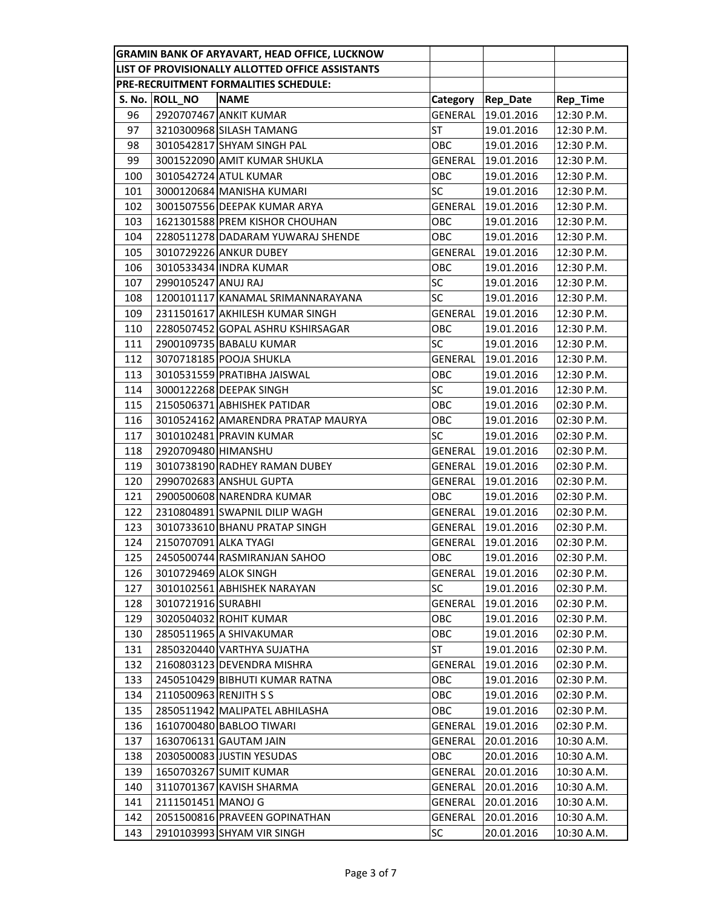| GRAMIN BANK OF ARYAVART, HEAD OFFICE, LUCKNOW | | | | | |
|---|---|---|---|---|---|
| LIST OF PROVISIONALLY ALLOTTED OFFICE ASSISTANTS | | | | | |
| PRE-RECRUITMENT FORMALITIES SCHEDULE: | | | | | |
| **S. No.** | **ROLL_NO** | **NAME** | **Category** | **Rep_Date** | **Rep_Time** |
| 96 | 2920707467 | ANKIT KUMAR | GENERAL | 19.01.2016 | 12:30 P.M. |
| 97 | 3210300968 | SILASH TAMANG | ST | 19.01.2016 | 12:30 P.M. |
| 98 | 3010542817 | SHYAM SINGH PAL | OBC | 19.01.2016 | 12:30 P.M. |
| 99 | 3001522090 | AMIT KUMAR SHUKLA | GENERAL | 19.01.2016 | 12:30 P.M. |
| 100 | 3010542724 | ATUL KUMAR | OBC | 19.01.2016 | 12:30 P.M. |
| 101 | 3000120684 | MANISHA KUMARI | SC | 19.01.2016 | 12:30 P.M. |
| 102 | 3001507556 | DEEPAK KUMAR ARYA | GENERAL | 19.01.2016 | 12:30 P.M. |
| 103 | 1621301588 | PREM KISHOR CHOUHAN | OBC | 19.01.2016 | 12:30 P.M. |
| 104 | 2280511278 | DADARAM YUWARAJ SHENDE | OBC | 19.01.2016 | 12:30 P.M. |
| 105 | 3010729226 | ANKUR DUBEY | GENERAL | 19.01.2016 | 12:30 P.M. |
| 106 | 3010533434 | INDRA KUMAR | OBC | 19.01.2016 | 12:30 P.M. |
| 107 | 2990105247 | ANUJ RAJ | SC | 19.01.2016 | 12:30 P.M. |
| 108 | 1200101117 | KANAMAL SRIMANNARAYANA | SC | 19.01.2016 | 12:30 P.M. |
| 109 | 2311501617 | AKHILESH KUMAR SINGH | GENERAL | 19.01.2016 | 12:30 P.M. |
| 110 | 2280507452 | GOPAL ASHRU KSHIRSAGAR | OBC | 19.01.2016 | 12:30 P.M. |
| 111 | 2900109735 | BABALU KUMAR | SC | 19.01.2016 | 12:30 P.M. |
| 112 | 3070718185 | POOJA SHUKLA | GENERAL | 19.01.2016 | 12:30 P.M. |
| 113 | 3010531559 | PRATIBHA JAISWAL | OBC | 19.01.2016 | 12:30 P.M. |
| 114 | 3000122268 | DEEPAK SINGH | SC | 19.01.2016 | 12:30 P.M. |
| 115 | 2150506371 | ABHISHEK PATIDAR | OBC | 19.01.2016 | 02:30 P.M. |
| 116 | 3010524162 | AMARENDRA PRATAP MAURYA | OBC | 19.01.2016 | 02:30 P.M. |
| 117 | 3010102481 | PRAVIN KUMAR | SC | 19.01.2016 | 02:30 P.M. |
| 118 | 2920709480 | HIMANSHU | GENERAL | 19.01.2016 | 02:30 P.M. |
| 119 | 3010738190 | RADHEY RAMAN DUBEY | GENERAL | 19.01.2016 | 02:30 P.M. |
| 120 | 2990702683 | ANSHUL GUPTA | GENERAL | 19.01.2016 | 02:30 P.M. |
| 121 | 2900500608 | NARENDRA KUMAR | OBC | 19.01.2016 | 02:30 P.M. |
| 122 | 2310804891 | SWAPNIL DILIP WAGH | GENERAL | 19.01.2016 | 02:30 P.M. |
| 123 | 3010733610 | BHANU PRATAP SINGH | GENERAL | 19.01.2016 | 02:30 P.M. |
| 124 | 2150707091 | ALKA TYAGI | GENERAL | 19.01.2016 | 02:30 P.M. |
| 125 | 2450500744 | RASMIRANJAN SAHOO | OBC | 19.01.2016 | 02:30 P.M. |
| 126 | 3010729469 | ALOK SINGH | GENERAL | 19.01.2016 | 02:30 P.M. |
| 127 | 3010102561 | ABHISHEK NARAYAN | SC | 19.01.2016 | 02:30 P.M. |
| 128 | 3010721916 | SURABHI | GENERAL | 19.01.2016 | 02:30 P.M. |
| 129 | 3020504032 | ROHIT KUMAR | OBC | 19.01.2016 | 02:30 P.M. |
| 130 | 2850511965 | A SHIVAKUMAR | OBC | 19.01.2016 | 02:30 P.M. |
| 131 | 2850320440 | VARTHYA SUJATHA | ST | 19.01.2016 | 02:30 P.M. |
| 132 | 2160803123 | DEVENDRA MISHRA | GENERAL | 19.01.2016 | 02:30 P.M. |
| 133 | 2450510429 | BIBHUTI KUMAR RATNA | OBC | 19.01.2016 | 02:30 P.M. |
| 134 | 2110500963 | RENJITH S S | OBC | 19.01.2016 | 02:30 P.M. |
| 135 | 2850511942 | MALIPATEL ABHILASHA | OBC | 19.01.2016 | 02:30 P.M. |
| 136 | 1610700480 | BABLOO TIWARI | GENERAL | 19.01.2016 | 02:30 P.M. |
| 137 | 1630706131 | GAUTAM JAIN | GENERAL | 20.01.2016 | 10:30 A.M. |
| 138 | 2030500083 | JUSTIN YESUDAS | OBC | 20.01.2016 | 10:30 A.M. |
| 139 | 1650703267 | SUMIT KUMAR | GENERAL | 20.01.2016 | 10:30 A.M. |
| 140 | 3110701367 | KAVISH SHARMA | GENERAL | 20.01.2016 | 10:30 A.M. |
| 141 | 2111501451 | MANOJ G | GENERAL | 20.01.2016 | 10:30 A.M. |
| 142 | 2051500816 | PRAVEEN GOPINATHAN | GENERAL | 20.01.2016 | 10:30 A.M. |
| 143 | 2910103993 | SHYAM VIR SINGH | SC | 20.01.2016 | 10:30 A.M. |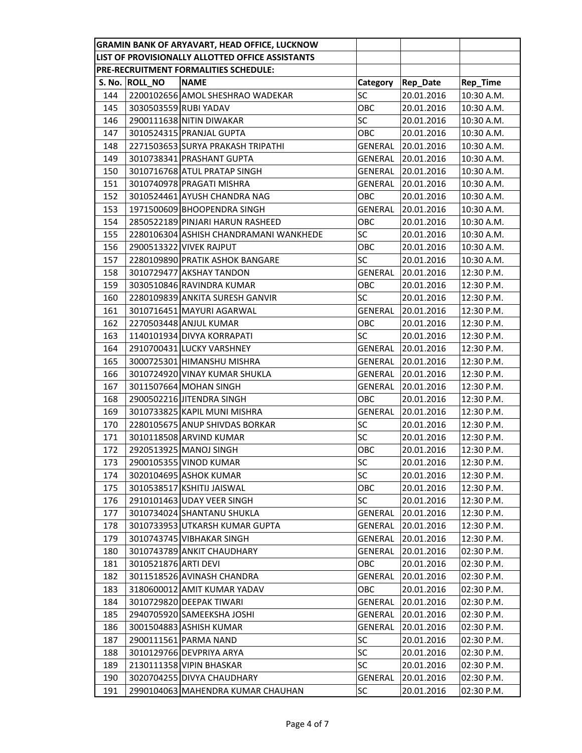**GRAMIN BANK OF ARYAVART, HEAD OFFICE, LUCKNOW**

**LIST OF PROVISIONALLY ALLOTTED OFFICE ASSISTANTS**

**PRE-RECRUITMENT FORMALITIES SCHEDULE:**

| S. No. | ROLL_NO | NAME | Category | Rep_Date | Rep_Time |
|---|---|---|---|---|---|
| 144 | 2200102656 | AMOL SHESHRAO WADEKAR | SC | 20.01.2016 | 10:30 A.M. |
| 145 | 3030503559 | RUBI YADAV | OBC | 20.01.2016 | 10:30 A.M. |
| 146 | 2900111638 | NITIN DIWAKAR | SC | 20.01.2016 | 10:30 A.M. |
| 147 | 3010524315 | PRANJAL GUPTA | OBC | 20.01.2016 | 10:30 A.M. |
| 148 | 2271503653 | SURYA PRAKASH TRIPATHI | GENERAL | 20.01.2016 | 10:30 A.M. |
| 149 | 3010738341 | PRASHANT GUPTA | GENERAL | 20.01.2016 | 10:30 A.M. |
| 150 | 3010716768 | ATUL PRATAP SINGH | GENERAL | 20.01.2016 | 10:30 A.M. |
| 151 | 3010740978 | PRAGATI MISHRA | GENERAL | 20.01.2016 | 10:30 A.M. |
| 152 | 3010524461 | AYUSH CHANDRA NAG | OBC | 20.01.2016 | 10:30 A.M. |
| 153 | 1971500609 | BHOOPENDRA SINGH | GENERAL | 20.01.2016 | 10:30 A.M. |
| 154 | 2850522189 | PINJARI HARUN RASHEED | OBC | 20.01.2016 | 10:30 A.M. |
| 155 | 2280106304 | ASHISH CHANDRAMANI WANKHEDE | SC | 20.01.2016 | 10:30 A.M. |
| 156 | 2900513322 | VIVEK RAJPUT | OBC | 20.01.2016 | 10:30 A.M. |
| 157 | 2280109890 | PRATIK ASHOK BANGARE | SC | 20.01.2016 | 10:30 A.M. |
| 158 | 3010729477 | AKSHAY TANDON | GENERAL | 20.01.2016 | 12:30 P.M. |
| 159 | 3030510846 | RAVINDRA KUMAR | OBC | 20.01.2016 | 12:30 P.M. |
| 160 | 2280109839 | ANKITA SURESH GANVIR | SC | 20.01.2016 | 12:30 P.M. |
| 161 | 3010716451 | MAYURI AGARWAL | GENERAL | 20.01.2016 | 12:30 P.M. |
| 162 | 2270503448 | ANJUL KUMAR | OBC | 20.01.2016 | 12:30 P.M. |
| 163 | 1140101934 | DIVYA KORRAPATI | SC | 20.01.2016 | 12:30 P.M. |
| 164 | 2910700431 | LUCKY VARSHNEY | GENERAL | 20.01.2016 | 12:30 P.M. |
| 165 | 3000725301 | HIMANSHU MISHRA | GENERAL | 20.01.2016 | 12:30 P.M. |
| 166 | 3010724920 | VINAY KUMAR SHUKLA | GENERAL | 20.01.2016 | 12:30 P.M. |
| 167 | 3011507664 | MOHAN SINGH | GENERAL | 20.01.2016 | 12:30 P.M. |
| 168 | 2900502216 | JITENDRA SINGH | OBC | 20.01.2016 | 12:30 P.M. |
| 169 | 3010733825 | KAPIL MUNI MISHRA | GENERAL | 20.01.2016 | 12:30 P.M. |
| 170 | 2280105675 | ANUP SHIVDAS BORKAR | SC | 20.01.2016 | 12:30 P.M. |
| 171 | 3010118508 | ARVIND KUMAR | SC | 20.01.2016 | 12:30 P.M. |
| 172 | 2920513925 | MANOJ SINGH | OBC | 20.01.2016 | 12:30 P.M. |
| 173 | 2900105355 | VINOD KUMAR | SC | 20.01.2016 | 12:30 P.M. |
| 174 | 3020104695 | ASHOK KUMAR | SC | 20.01.2016 | 12:30 P.M. |
| 175 | 3010538517 | KSHITIJ JAISWAL | OBC | 20.01.2016 | 12:30 P.M. |
| 176 | 2910101463 | UDAY VEER SINGH | SC | 20.01.2016 | 12:30 P.M. |
| 177 | 3010734024 | SHANTANU SHUKLA | GENERAL | 20.01.2016 | 12:30 P.M. |
| 178 | 3010733953 | UTKARSH KUMAR GUPTA | GENERAL | 20.01.2016 | 12:30 P.M. |
| 179 | 3010743745 | VIBHAKAR SINGH | GENERAL | 20.01.2016 | 12:30 P.M. |
| 180 | 3010743789 | ANKIT CHAUDHARY | GENERAL | 20.01.2016 | 02:30 P.M. |
| 181 | 3010521876 | ARTI DEVI | OBC | 20.01.2016 | 02:30 P.M. |
| 182 | 3011518526 | AVINASH CHANDRA | GENERAL | 20.01.2016 | 02:30 P.M. |
| 183 | 3180600012 | AMIT KUMAR YADAV | OBC | 20.01.2016 | 02:30 P.M. |
| 184 | 3010729820 | DEEPAK TIWARI | GENERAL | 20.01.2016 | 02:30 P.M. |
| 185 | 2940705920 | SAMEEKSHA JOSHI | GENERAL | 20.01.2016 | 02:30 P.M. |
| 186 | 3001504883 | ASHISH KUMAR | GENERAL | 20.01.2016 | 02:30 P.M. |
| 187 | 2900111561 | PARMA NAND | SC | 20.01.2016 | 02:30 P.M. |
| 188 | 3010129766 | DEVPRIYA ARYA | SC | 20.01.2016 | 02:30 P.M. |
| 189 | 2130111358 | VIPIN BHASKAR | SC | 20.01.2016 | 02:30 P.M. |
| 190 | 3020704255 | DIVYA CHAUDHARY | GENERAL | 20.01.2016 | 02:30 P.M. |
| 191 | 2990104063 | MAHENDRA KUMAR CHAUHAN | SC | 20.01.2016 | 02:30 P.M. |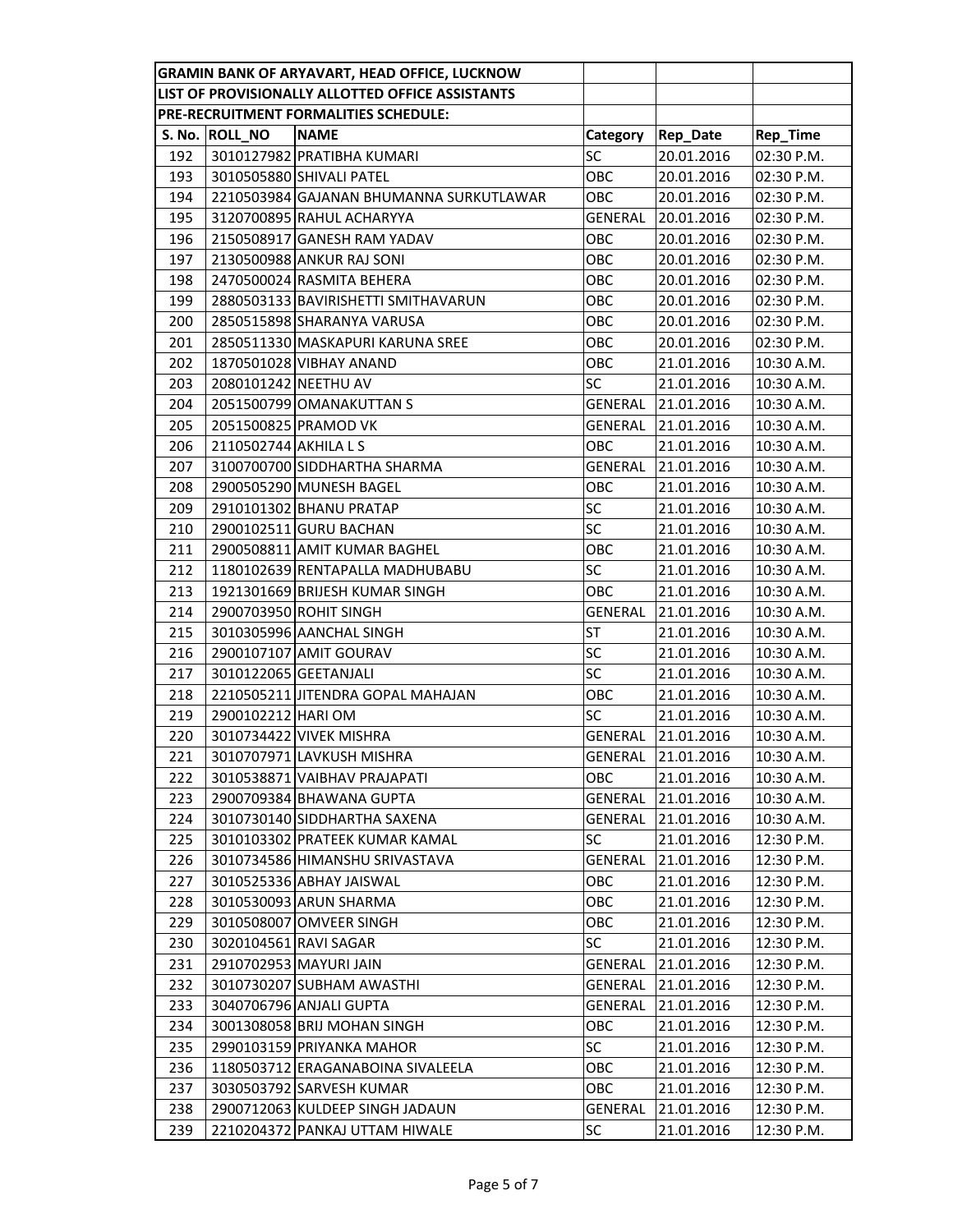| GRAMIN BANK OF ARYAVART, HEAD OFFICE, LUCKNOW | | | | | |
|---|---|---|---|---|---|
| LIST OF PROVISIONALLY ALLOTTED OFFICE ASSISTANTS | | | | | |
| PRE-RECRUITMENT FORMALITIES SCHEDULE: | | | | | |
| **S. No.** | **ROLL_NO** | **NAME** | **Category** | **Rep_Date** | **Rep_Time** |
| 192 | 3010127982 | PRATIBHA KUMARI | SC | 20.01.2016 | 02:30 P.M. |
| 193 | 3010505880 | SHIVALI PATEL | OBC | 20.01.2016 | 02:30 P.M. |
| 194 | 2210503984 | GAJANAN BHUMANNA SURKUTLAWAR | OBC | 20.01.2016 | 02:30 P.M. |
| 195 | 3120700895 | RAHUL ACHARYYA | GENERAL | 20.01.2016 | 02:30 P.M. |
| 196 | 2150508917 | GANESH RAM YADAV | OBC | 20.01.2016 | 02:30 P.M. |
| 197 | 2130500988 | ANKUR RAJ SONI | OBC | 20.01.2016 | 02:30 P.M. |
| 198 | 2470500024 | RASMITA BEHERA | OBC | 20.01.2016 | 02:30 P.M. |
| 199 | 2880503133 | BAVIRISHETTI SMITHAVARUN | OBC | 20.01.2016 | 02:30 P.M. |
| 200 | 2850515898 | SHARANYA VARUSA | OBC | 20.01.2016 | 02:30 P.M. |
| 201 | 2850511330 | MASKAPURI KARUNA SREE | OBC | 20.01.2016 | 02:30 P.M. |
| 202 | 1870501028 | VIBHAY ANAND | OBC | 21.01.2016 | 10:30 A.M. |
| 203 | 2080101242 | NEETHU AV | SC | 21.01.2016 | 10:30 A.M. |
| 204 | 2051500799 | OMANAKUTTAN S | GENERAL | 21.01.2016 | 10:30 A.M. |
| 205 | 2051500825 | PRAMOD VK | GENERAL | 21.01.2016 | 10:30 A.M. |
| 206 | 2110502744 | AKHILA L S | OBC | 21.01.2016 | 10:30 A.M. |
| 207 | 3100700700 | SIDDHARTHA SHARMA | GENERAL | 21.01.2016 | 10:30 A.M. |
| 208 | 2900505290 | MUNESH BAGEL | OBC | 21.01.2016 | 10:30 A.M. |
| 209 | 2910101302 | BHANU PRATAP | SC | 21.01.2016 | 10:30 A.M. |
| 210 | 2900102511 | GURU BACHAN | SC | 21.01.2016 | 10:30 A.M. |
| 211 | 2900508811 | AMIT KUMAR BAGHEL | OBC | 21.01.2016 | 10:30 A.M. |
| 212 | 1180102639 | RENTAPALLA MADHUBABU | SC | 21.01.2016 | 10:30 A.M. |
| 213 | 1921301669 | BRIJESH KUMAR SINGH | OBC | 21.01.2016 | 10:30 A.M. |
| 214 | 2900703950 | ROHIT SINGH | GENERAL | 21.01.2016 | 10:30 A.M. |
| 215 | 3010305996 | AANCHAL SINGH | ST | 21.01.2016 | 10:30 A.M. |
| 216 | 2900107107 | AMIT GOURAV | SC | 21.01.2016 | 10:30 A.M. |
| 217 | 3010122065 | GEETANJALI | SC | 21.01.2016 | 10:30 A.M. |
| 218 | 2210505211 | JITENDRA GOPAL MAHAJAN | OBC | 21.01.2016 | 10:30 A.M. |
| 219 | 2900102212 | HARI OM | SC | 21.01.2016 | 10:30 A.M. |
| 220 | 3010734422 | VIVEK MISHRA | GENERAL | 21.01.2016 | 10:30 A.M. |
| 221 | 3010707971 | LAVKUSH MISHRA | GENERAL | 21.01.2016 | 10:30 A.M. |
| 222 | 3010538871 | VAIBHAV PRAJAPATI | OBC | 21.01.2016 | 10:30 A.M. |
| 223 | 2900709384 | BHAWANA GUPTA | GENERAL | 21.01.2016 | 10:30 A.M. |
| 224 | 3010730140 | SIDDHARTHA SAXENA | GENERAL | 21.01.2016 | 10:30 A.M. |
| 225 | 3010103302 | PRATEEK KUMAR KAMAL | SC | 21.01.2016 | 12:30 P.M. |
| 226 | 3010734586 | HIMANSHU SRIVASTAVA | GENERAL | 21.01.2016 | 12:30 P.M. |
| 227 | 3010525336 | ABHAY JAISWAL | OBC | 21.01.2016 | 12:30 P.M. |
| 228 | 3010530093 | ARUN SHARMA | OBC | 21.01.2016 | 12:30 P.M. |
| 229 | 3010508007 | OMVEER SINGH | OBC | 21.01.2016 | 12:30 P.M. |
| 230 | 3020104561 | RAVI SAGAR | SC | 21.01.2016 | 12:30 P.M. |
| 231 | 2910702953 | MAYURI JAIN | GENERAL | 21.01.2016 | 12:30 P.M. |
| 232 | 3010730207 | SUBHAM AWASTHI | GENERAL | 21.01.2016 | 12:30 P.M. |
| 233 | 3040706796 | ANJALI GUPTA | GENERAL | 21.01.2016 | 12:30 P.M. |
| 234 | 3001308058 | BRIJ MOHAN SINGH | OBC | 21.01.2016 | 12:30 P.M. |
| 235 | 2990103159 | PRIYANKA MAHOR | SC | 21.01.2016 | 12:30 P.M. |
| 236 | 1180503712 | ERAGANABOINA SIVALEELA | OBC | 21.01.2016 | 12:30 P.M. |
| 237 | 3030503792 | SARVESH KUMAR | OBC | 21.01.2016 | 12:30 P.M. |
| 238 | 2900712063 | KULDEEP SINGH JADAUN | GENERAL | 21.01.2016 | 12:30 P.M. |
| 239 | 2210204372 | PANKAJ UTTAM HIWALE | SC | 21.01.2016 | 12:30 P.M. |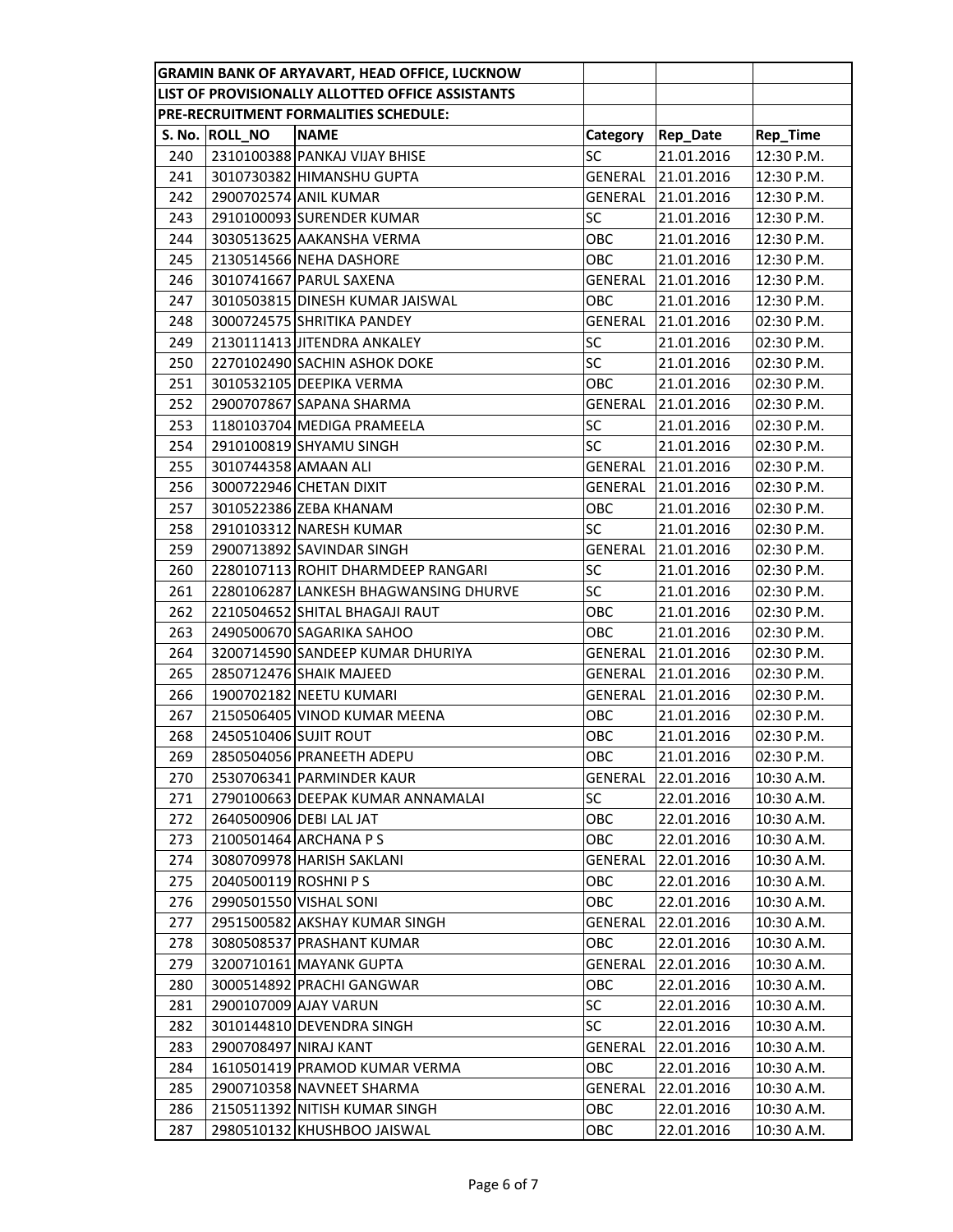| GRAMIN BANK OF ARYAVART, HEAD OFFICE, LUCKNOW | | | | | |
|---|---|---|---|---|---|
| LIST OF PROVISIONALLY ALLOTTED OFFICE ASSISTANTS | | | | | |
| PRE-RECRUITMENT FORMALITIES SCHEDULE: | | | | | |
| S. No. | ROLL_NO | NAME | Category | Rep_Date | Rep_Time |
| 240 | 2310100388 | PANKAJ VIJAY BHISE | SC | 21.01.2016 | 12:30 P.M. |
| 241 | 3010730382 | HIMANSHU GUPTA | GENERAL | 21.01.2016 | 12:30 P.M. |
| 242 | 2900702574 | ANIL KUMAR | GENERAL | 21.01.2016 | 12:30 P.M. |
| 243 | 2910100093 | SURENDER KUMAR | SC | 21.01.2016 | 12:30 P.M. |
| 244 | 3030513625 | AAKANSHA VERMA | OBC | 21.01.2016 | 12:30 P.M. |
| 245 | 2130514566 | NEHA DASHORE | OBC | 21.01.2016 | 12:30 P.M. |
| 246 | 3010741667 | PARUL SAXENA | GENERAL | 21.01.2016 | 12:30 P.M. |
| 247 | 3010503815 | DINESH KUMAR JAISWAL | OBC | 21.01.2016 | 12:30 P.M. |
| 248 | 3000724575 | SHRITIKA PANDEY | GENERAL | 21.01.2016 | 02:30 P.M. |
| 249 | 2130111413 | JITENDRA ANKALEY | SC | 21.01.2016 | 02:30 P.M. |
| 250 | 2270102490 | SACHIN ASHOK DOKE | SC | 21.01.2016 | 02:30 P.M. |
| 251 | 3010532105 | DEEPIKA VERMA | OBC | 21.01.2016 | 02:30 P.M. |
| 252 | 2900707867 | SAPANA SHARMA | GENERAL | 21.01.2016 | 02:30 P.M. |
| 253 | 1180103704 | MEDIGA PRAMEELA | SC | 21.01.2016 | 02:30 P.M. |
| 254 | 2910100819 | SHYAMU SINGH | SC | 21.01.2016 | 02:30 P.M. |
| 255 | 3010744358 | AMAAN ALI | GENERAL | 21.01.2016 | 02:30 P.M. |
| 256 | 3000722946 | CHETAN DIXIT | GENERAL | 21.01.2016 | 02:30 P.M. |
| 257 | 3010522386 | ZEBA KHANAM | OBC | 21.01.2016 | 02:30 P.M. |
| 258 | 2910103312 | NARESH KUMAR | SC | 21.01.2016 | 02:30 P.M. |
| 259 | 2900713892 | SAVINDAR SINGH | GENERAL | 21.01.2016 | 02:30 P.M. |
| 260 | 2280107113 | ROHIT DHARMDEEP RANGARI | SC | 21.01.2016 | 02:30 P.M. |
| 261 | 2280106287 | LANKESH BHAGWANSING DHURVE | SC | 21.01.2016 | 02:30 P.M. |
| 262 | 2210504652 | SHITAL BHAGAJI RAUT | OBC | 21.01.2016 | 02:30 P.M. |
| 263 | 2490500670 | SAGARIKA SAHOO | OBC | 21.01.2016 | 02:30 P.M. |
| 264 | 3200714590 | SANDEEP KUMAR DHURIYA | GENERAL | 21.01.2016 | 02:30 P.M. |
| 265 | 2850712476 | SHAIK MAJEED | GENERAL | 21.01.2016 | 02:30 P.M. |
| 266 | 1900702182 | NEETU KUMARI | GENERAL | 21.01.2016 | 02:30 P.M. |
| 267 | 2150506405 | VINOD KUMAR MEENA | OBC | 21.01.2016 | 02:30 P.M. |
| 268 | 2450510406 | SUJIT ROUT | OBC | 21.01.2016 | 02:30 P.M. |
| 269 | 2850504056 | PRANEETH ADEPU | OBC | 21.01.2016 | 02:30 P.M. |
| 270 | 2530706341 | PARMINDER KAUR | GENERAL | 22.01.2016 | 10:30 A.M. |
| 271 | 2790100663 | DEEPAK KUMAR ANNAMALAI | SC | 22.01.2016 | 10:30 A.M. |
| 272 | 2640500906 | DEBI LAL JAT | OBC | 22.01.2016 | 10:30 A.M. |
| 273 | 2100501464 | ARCHANA P S | OBC | 22.01.2016 | 10:30 A.M. |
| 274 | 3080709978 | HARISH SAKLANI | GENERAL | 22.01.2016 | 10:30 A.M. |
| 275 | 2040500119 | ROSHNI P S | OBC | 22.01.2016 | 10:30 A.M. |
| 276 | 2990501550 | VISHAL SONI | OBC | 22.01.2016 | 10:30 A.M. |
| 277 | 2951500582 | AKSHAY KUMAR SINGH | GENERAL | 22.01.2016 | 10:30 A.M. |
| 278 | 3080508537 | PRASHANT KUMAR | OBC | 22.01.2016 | 10:30 A.M. |
| 279 | 3200710161 | MAYANK GUPTA | GENERAL | 22.01.2016 | 10:30 A.M. |
| 280 | 3000514892 | PRACHI GANGWAR | OBC | 22.01.2016 | 10:30 A.M. |
| 281 | 2900107009 | AJAY VARUN | SC | 22.01.2016 | 10:30 A.M. |
| 282 | 3010144810 | DEVENDRA SINGH | SC | 22.01.2016 | 10:30 A.M. |
| 283 | 2900708497 | NIRAJ KANT | GENERAL | 22.01.2016 | 10:30 A.M. |
| 284 | 1610501419 | PRAMOD KUMAR VERMA | OBC | 22.01.2016 | 10:30 A.M. |
| 285 | 2900710358 | NAVNEET SHARMA | GENERAL | 22.01.2016 | 10:30 A.M. |
| 286 | 2150511392 | NITISH KUMAR SINGH | OBC | 22.01.2016 | 10:30 A.M. |
| 287 | 2980510132 | KHUSHBOO JAISWAL | OBC | 22.01.2016 | 10:30 A.M. |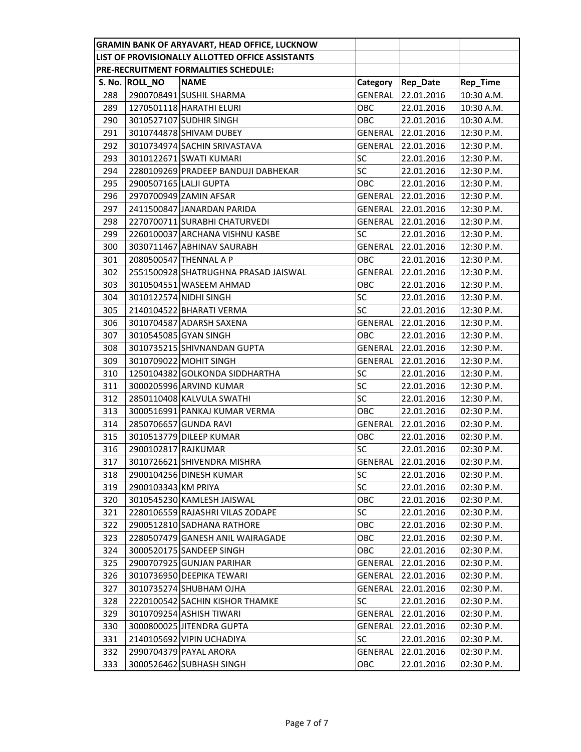**GRAMIN BANK OF ARYAVART, HEAD OFFICE, LUCKNOW**

**LIST OF PROVISIONALLY ALLOTTED OFFICE ASSISTANTS**

**PRE-RECRUITMENT FORMALITIES SCHEDULE:**

| S. No. | ROLL_NO | NAME | Category | Rep_Date | Rep_Time |
|---|---|---|---|---|---|
| 288 | 2900708491 | SUSHIL SHARMA | GENERAL | 22.01.2016 | 10:30 A.M. |
| 289 | 1270501118 | HARATHI ELURI | OBC | 22.01.2016 | 10:30 A.M. |
| 290 | 3010527107 | SUDHIR SINGH | OBC | 22.01.2016 | 10:30 A.M. |
| 291 | 3010744878 | SHIVAM DUBEY | GENERAL | 22.01.2016 | 12:30 P.M. |
| 292 | 3010734974 | SACHIN SRIVASTAVA | GENERAL | 22.01.2016 | 12:30 P.M. |
| 293 | 3010122671 | SWATI KUMARI | SC | 22.01.2016 | 12:30 P.M. |
| 294 | 2280109269 | PRADEEP BANDUJI DABHEKAR | SC | 22.01.2016 | 12:30 P.M. |
| 295 | 2900507165 | LALJI GUPTA | OBC | 22.01.2016 | 12:30 P.M. |
| 296 | 2970700949 | ZAMIN AFSAR | GENERAL | 22.01.2016 | 12:30 P.M. |
| 297 | 2411500847 | JANARDAN PARIDA | GENERAL | 22.01.2016 | 12:30 P.M. |
| 298 | 2270700711 | SURABHI CHATURVEDI | GENERAL | 22.01.2016 | 12:30 P.M. |
| 299 | 2260100037 | ARCHANA VISHNU KASBE | SC | 22.01.2016 | 12:30 P.M. |
| 300 | 3030711467 | ABHINAV SAURABH | GENERAL | 22.01.2016 | 12:30 P.M. |
| 301 | 2080500547 | THENNAL A P | OBC | 22.01.2016 | 12:30 P.M. |
| 302 | 2551500928 | SHATRUGHNA PRASAD JAISWAL | GENERAL | 22.01.2016 | 12:30 P.M. |
| 303 | 3010504551 | WASEEM AHMAD | OBC | 22.01.2016 | 12:30 P.M. |
| 304 | 3010122574 | NIDHI SINGH | SC | 22.01.2016 | 12:30 P.M. |
| 305 | 2140104522 | BHARATI VERMA | SC | 22.01.2016 | 12:30 P.M. |
| 306 | 3010704587 | ADARSH SAXENA | GENERAL | 22.01.2016 | 12:30 P.M. |
| 307 | 3010545085 | GYAN SINGH | OBC | 22.01.2016 | 12:30 P.M. |
| 308 | 3010735215 | SHIVNANDAN GUPTA | GENERAL | 22.01.2016 | 12:30 P.M. |
| 309 | 3010709022 | MOHIT SINGH | GENERAL | 22.01.2016 | 12:30 P.M. |
| 310 | 1250104382 | GOLKONDA SIDDHARTHA | SC | 22.01.2016 | 12:30 P.M. |
| 311 | 3000205996 | ARVIND KUMAR | SC | 22.01.2016 | 12:30 P.M. |
| 312 | 2850110408 | KALVULA SWATHI | SC | 22.01.2016 | 12:30 P.M. |
| 313 | 3000516991 | PANKAJ KUMAR VERMA | OBC | 22.01.2016 | 02:30 P.M. |
| 314 | 2850706657 | GUNDA RAVI | GENERAL | 22.01.2016 | 02:30 P.M. |
| 315 | 3010513779 | DILEEP KUMAR | OBC | 22.01.2016 | 02:30 P.M. |
| 316 | 2900102817 | RAJKUMAR | SC | 22.01.2016 | 02:30 P.M. |
| 317 | 3010726621 | SHIVENDRA MISHRA | GENERAL | 22.01.2016 | 02:30 P.M. |
| 318 | 2900104256 | DINESH KUMAR | SC | 22.01.2016 | 02:30 P.M. |
| 319 | 2900103343 | KM PRIYA | SC | 22.01.2016 | 02:30 P.M. |
| 320 | 3010545230 | KAMLESH JAISWAL | OBC | 22.01.2016 | 02:30 P.M. |
| 321 | 2280106559 | RAJASHRI VILAS ZODAPE | SC | 22.01.2016 | 02:30 P.M. |
| 322 | 2900512810 | SADHANA RATHORE | OBC | 22.01.2016 | 02:30 P.M. |
| 323 | 2280507479 | GANESH ANIL WAIRAGADE | OBC | 22.01.2016 | 02:30 P.M. |
| 324 | 3000520175 | SANDEEP SINGH | OBC | 22.01.2016 | 02:30 P.M. |
| 325 | 2900707925 | GUNJAN PARIHAR | GENERAL | 22.01.2016 | 02:30 P.M. |
| 326 | 3010736950 | DEEPIKA TEWARI | GENERAL | 22.01.2016 | 02:30 P.M. |
| 327 | 3010735274 | SHUBHAM OJHA | GENERAL | 22.01.2016 | 02:30 P.M. |
| 328 | 2220100542 | SACHIN KISHOR THAMKE | SC | 22.01.2016 | 02:30 P.M. |
| 329 | 3010709254 | ASHISH TIWARI | GENERAL | 22.01.2016 | 02:30 P.M. |
| 330 | 3000800025 | JITENDRA GUPTA | GENERAL | 22.01.2016 | 02:30 P.M. |
| 331 | 2140105692 | VIPIN UCHADIYA | SC | 22.01.2016 | 02:30 P.M. |
| 332 | 2990704379 | PAYAL ARORA | GENERAL | 22.01.2016 | 02:30 P.M. |
| 333 | 3000526462 | SUBHASH SINGH | OBC | 22.01.2016 | 02:30 P.M. |